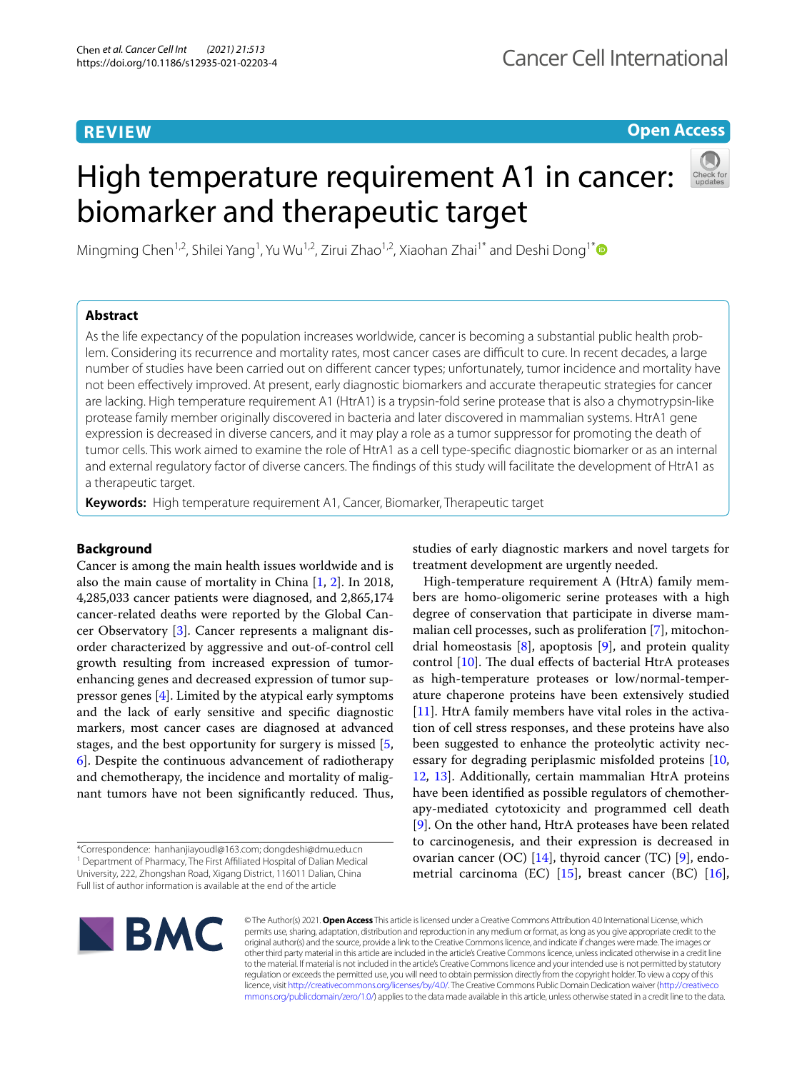REVIEW

Open Access

# High temperature requirement A1 in cancer: biomarker and therapeutic target

Mingming Chen[1,2], Shilei Yang[1], Yu Wu[1,2], Zirui Zhao[1,2], Xiaohan Zhai[1*] and Deshi Dong[1*]

## Abstract

As the life expectancy of the population increases worldwide, cancer is becoming a substantial public health problem. Considering its recurrence and mortality rates, most cancer cases are difficult to cure. In recent decades, a large number of studies have been carried out on different cancer types; unfortunately, tumor incidence and mortality have not been effectively improved. At present, early diagnostic biomarkers and accurate therapeutic strategies for cancer are lacking. High temperature requirement A1 (HtrA1) is a trypsin-fold serine protease that is also a chymotrypsin-like protease family member originally discovered in bacteria and later discovered in mammalian systems. HtrA1 gene expression is decreased in diverse cancers, and it may play a role as a tumor suppressor for promoting the death of tumor cells. This work aimed to examine the role of HtrA1 as a cell type-specific diagnostic biomarker or as an internal and external regulatory factor of diverse cancers. The findings of this study will facilitate the development of HtrA1 as a therapeutic target.

**Keywords:** High temperature requirement A1, Cancer, Biomarker, Therapeutic target

## Background

Cancer is among the main health issues worldwide and is also the main cause of mortality in China [1, 2]. In 2018, 4,285,033 cancer patients were diagnosed, and 2,865,174 cancer-related deaths were reported by the Global Cancer Observatory [3]. Cancer represents a malignant disorder characterized by aggressive and out-of-control cell growth resulting from increased expression of tumor-enhancing genes and decreased expression of tumor suppressor genes [4]. Limited by the atypical early symptoms and the lack of early sensitive and specific diagnostic markers, most cancer cases are diagnosed at advanced stages, and the best opportunity for surgery is missed [5, 6]. Despite the continuous advancement of radiotherapy and chemotherapy, the incidence and mortality of malignant tumors have not been significantly reduced. Thus, studies of early diagnostic markers and novel targets for treatment development are urgently needed.

High-temperature requirement A (HtrA) family members are homo-oligomeric serine proteases with a high degree of conservation that participate in diverse mammalian cell processes, such as proliferation [7], mitochondrial homeostasis [8], apoptosis [9], and protein quality control [10]. The dual effects of bacterial HtrA proteases as high-temperature proteases or low/normal-temperature chaperone proteins have been extensively studied [11]. HtrA family members have vital roles in the activation of cell stress responses, and these proteins have also been suggested to enhance the proteolytic activity necessary for degrading periplasmic misfolded proteins [10, 12, 13]. Additionally, certain mammalian HtrA proteins have been identified as possible regulators of chemotherapy-mediated cytotoxicity and programmed cell death [9]. On the other hand, HtrA proteases have been related to carcinogenesis, and their expression is decreased in ovarian cancer (OC) [14], thyroid cancer (TC) [9], endometrial carcinoma (EC) [15], breast cancer (BC) [16],

*Correspondence: hanhanjiayoudl@163.com; dongdeshi@dmu.edu.cn
[1] Department of Pharmacy, The First Affiliated Hospital of Dalian Medical University, 222, Zhongshan Road, Xigang District, 116011 Dalian, China
Full list of author information is available at the end of the article

© The Author(s) 2021. **Open Access** This article is licensed under a Creative Commons Attribution 4.0 International License, which permits use, sharing, adaptation, distribution and reproduction in any medium or format, as long as you give appropriate credit to the original author(s) and the source, provide a link to the Creative Commons licence, and indicate if changes were made. The images or other third party material in this article are included in the article's Creative Commons licence, unless indicated otherwise in a credit line to the material. If material is not included in the article's Creative Commons licence and your intended use is not permitted by statutory regulation or exceeds the permitted use, you will need to obtain permission directly from the copyright holder. To view a copy of this licence, visit http://creativecommons.org/licenses/by/4.0/. The Creative Commons Public Domain Dedication waiver (http://creativecommons.org/publicdomain/zero/1.0/) applies to the data made available in this article, unless otherwise stated in a credit line to the data.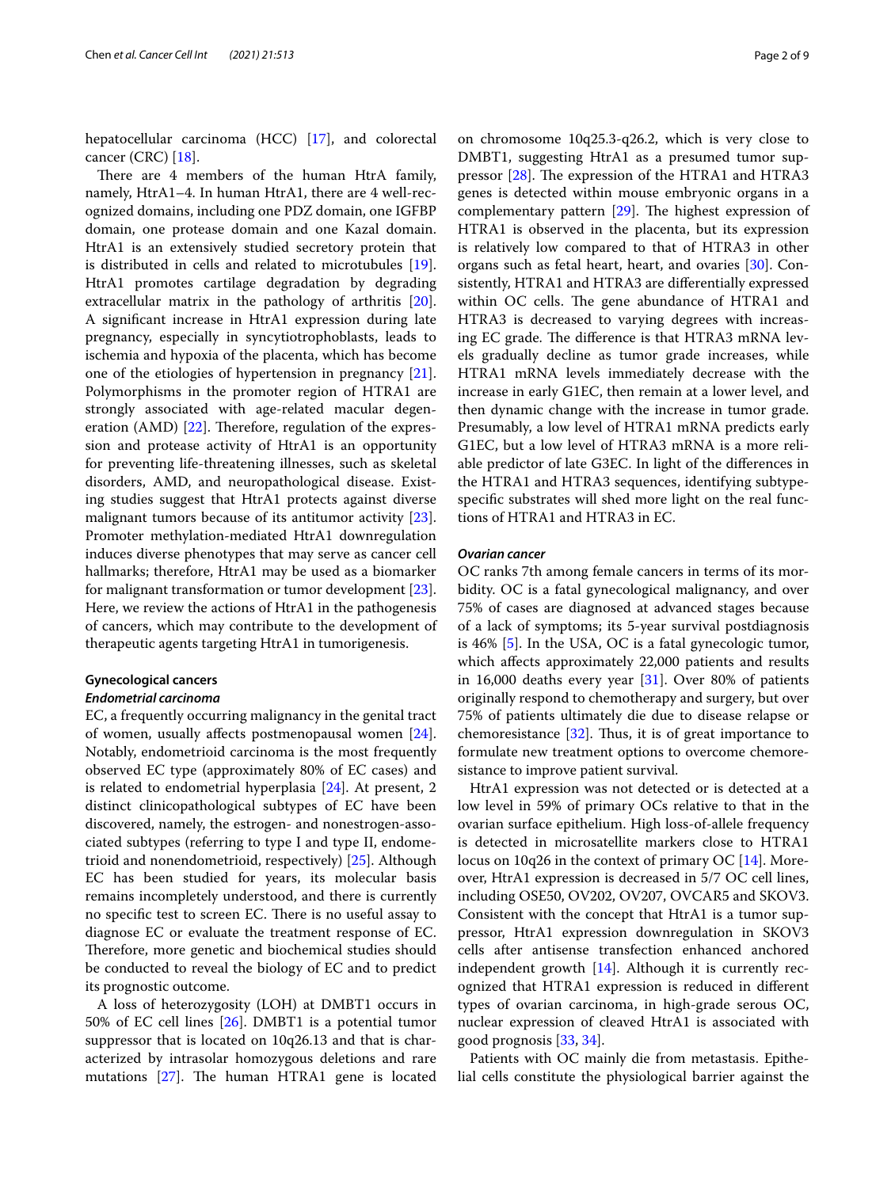hepatocellular carcinoma (HCC) [17], and colorectal cancer (CRC) [18].

There are 4 members of the human HtrA family, namely, HtrA1–4. In human HtrA1, there are 4 well-recognized domains, including one PDZ domain, one IGFBP domain, one protease domain and one Kazal domain. HtrA1 is an extensively studied secretory protein that is distributed in cells and related to microtubules [19]. HtrA1 promotes cartilage degradation by degrading extracellular matrix in the pathology of arthritis [20]. A significant increase in HtrA1 expression during late pregnancy, especially in syncytiotrophoblasts, leads to ischemia and hypoxia of the placenta, which has become one of the etiologies of hypertension in pregnancy [21]. Polymorphisms in the promoter region of HTRA1 are strongly associated with age-related macular degeneration (AMD) [22]. Therefore, regulation of the expression and protease activity of HtrA1 is an opportunity for preventing life-threatening illnesses, such as skeletal disorders, AMD, and neuropathological disease. Existing studies suggest that HtrA1 protects against diverse malignant tumors because of its antitumor activity [23]. Promoter methylation-mediated HtrA1 downregulation induces diverse phenotypes that may serve as cancer cell hallmarks; therefore, HtrA1 may be used as a biomarker for malignant transformation or tumor development [23]. Here, we review the actions of HtrA1 in the pathogenesis of cancers, which may contribute to the development of therapeutic agents targeting HtrA1 in tumorigenesis.

## Gynecological cancers

### *Endometrial carcinoma*

EC, a frequently occurring malignancy in the genital tract of women, usually affects postmenopausal women [24]. Notably, endometrioid carcinoma is the most frequently observed EC type (approximately 80% of EC cases) and is related to endometrial hyperplasia [24]. At present, 2 distinct clinicopathological subtypes of EC have been discovered, namely, the estrogen- and nonestrogen-associated subtypes (referring to type I and type II, endometrioid and nonendometrioid, respectively) [25]. Although EC has been studied for years, its molecular basis remains incompletely understood, and there is currently no specific test to screen EC. There is no useful assay to diagnose EC or evaluate the treatment response of EC. Therefore, more genetic and biochemical studies should be conducted to reveal the biology of EC and to predict its prognostic outcome.

A loss of heterozygosity (LOH) at DMBT1 occurs in 50% of EC cell lines [26]. DMBT1 is a potential tumor suppressor that is located on 10q26.13 and that is characterized by intrasolar homozygous deletions and rare mutations [27]. The human HTRA1 gene is located on chromosome 10q25.3-q26.2, which is very close to DMBT1, suggesting HtrA1 as a presumed tumor suppressor [28]. The expression of the HTRA1 and HTRA3 genes is detected within mouse embryonic organs in a complementary pattern [29]. The highest expression of HTRA1 is observed in the placenta, but its expression is relatively low compared to that of HTRA3 in other organs such as fetal heart, heart, and ovaries [30]. Consistently, HTRA1 and HTRA3 are differentially expressed within OC cells. The gene abundance of HTRA1 and HTRA3 is decreased to varying degrees with increasing EC grade. The difference is that HTRA3 mRNA levels gradually decline as tumor grade increases, while HTRA1 mRNA levels immediately decrease with the increase in early G1EC, then remain at a lower level, and then dynamic change with the increase in tumor grade. Presumably, a low level of HTRA1 mRNA predicts early G1EC, but a low level of HTRA3 mRNA is a more reliable predictor of late G3EC. In light of the differences in the HTRA1 and HTRA3 sequences, identifying subtype-specific substrates will shed more light on the real functions of HTRA1 and HTRA3 in EC.

### *Ovarian cancer*

OC ranks 7th among female cancers in terms of its morbidity. OC is a fatal gynecological malignancy, and over 75% of cases are diagnosed at advanced stages because of a lack of symptoms; its 5-year survival postdiagnosis is 46% [5]. In the USA, OC is a fatal gynecologic tumor, which affects approximately 22,000 patients and results in 16,000 deaths every year [31]. Over 80% of patients originally respond to chemotherapy and surgery, but over 75% of patients ultimately die due to disease relapse or chemoresistance [32]. Thus, it is of great importance to formulate new treatment options to overcome chemoresistance to improve patient survival.

HtrA1 expression was not detected or is detected at a low level in 59% of primary OCs relative to that in the ovarian surface epithelium. High loss-of-allele frequency is detected in microsatellite markers close to HTRA1 locus on 10q26 in the context of primary OC [14]. Moreover, HtrA1 expression is decreased in 5/7 OC cell lines, including OSE50, OV202, OV207, OVCAR5 and SKOV3. Consistent with the concept that HtrA1 is a tumor suppressor, HtrA1 expression downregulation in SKOV3 cells after antisense transfection enhanced anchored independent growth [14]. Although it is currently recognized that HTRA1 expression is reduced in different types of ovarian carcinoma, in high-grade serous OC, nuclear expression of cleaved HtrA1 is associated with good prognosis [33, 34].

Patients with OC mainly die from metastasis. Epithelial cells constitute the physiological barrier against the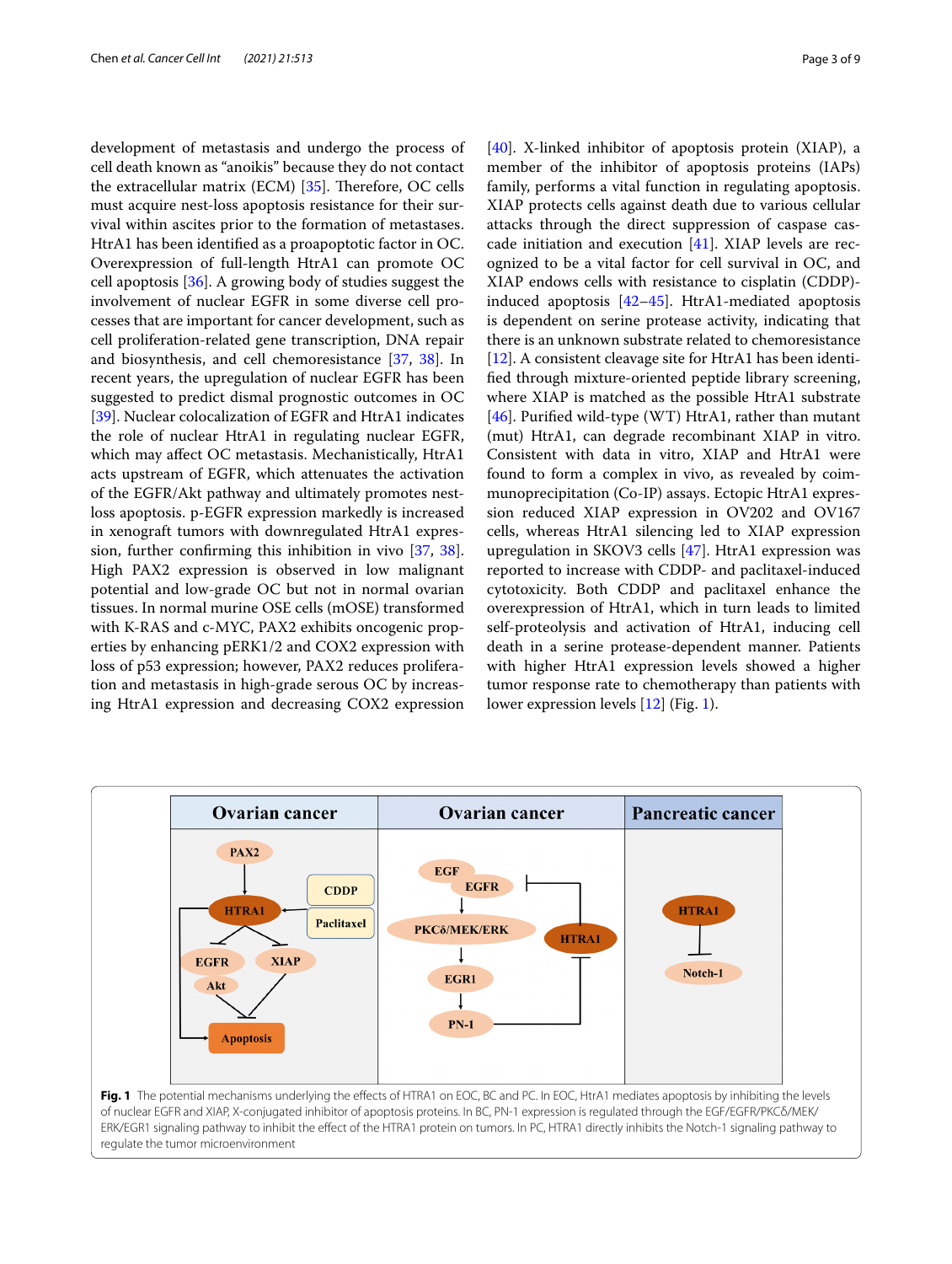development of metastasis and undergo the process of cell death known as "anoikis" because they do not contact the extracellular matrix (ECM) [35]. Therefore, OC cells must acquire nest-loss apoptosis resistance for their survival within ascites prior to the formation of metastases. HtrA1 has been identified as a proapoptotic factor in OC. Overexpression of full-length HtrA1 can promote OC cell apoptosis [36]. A growing body of studies suggest the involvement of nuclear EGFR in some diverse cell processes that are important for cancer development, such as cell proliferation-related gene transcription, DNA repair and biosynthesis, and cell chemoresistance [37, 38]. In recent years, the upregulation of nuclear EGFR has been suggested to predict dismal prognostic outcomes in OC [39]. Nuclear colocalization of EGFR and HtrA1 indicates the role of nuclear HtrA1 in regulating nuclear EGFR, which may affect OC metastasis. Mechanistically, HtrA1 acts upstream of EGFR, which attenuates the activation of the EGFR/Akt pathway and ultimately promotes nest-loss apoptosis. p-EGFR expression markedly is increased in xenograft tumors with downregulated HtrA1 expression, further confirming this inhibition in vivo [37, 38]. High PAX2 expression is observed in low malignant potential and low-grade OC but not in normal ovarian tissues. In normal murine OSE cells (mOSE) transformed with K-RAS and c-MYC, PAX2 exhibits oncogenic properties by enhancing pERK1/2 and COX2 expression with loss of p53 expression; however, PAX2 reduces proliferation and metastasis in high-grade serous OC by increasing HtrA1 expression and decreasing COX2 expression [40]. X-linked inhibitor of apoptosis protein (XIAP), a member of the inhibitor of apoptosis proteins (IAPs) family, performs a vital function in regulating apoptosis. XIAP protects cells against death due to various cellular attacks through the direct suppression of caspase cascade initiation and execution [41]. XIAP levels are recognized to be a vital factor for cell survival in OC, and XIAP endows cells with resistance to cisplatin (CDDP)-induced apoptosis [42–45]. HtrA1-mediated apoptosis is dependent on serine protease activity, indicating that there is an unknown substrate related to chemoresistance [12]. A consistent cleavage site for HtrA1 has been identified through mixture-oriented peptide library screening, where XIAP is matched as the possible HtrA1 substrate [46]. Purified wild-type (WT) HtrA1, rather than mutant (mut) HtrA1, can degrade recombinant XIAP in vitro. Consistent with data in vitro, XIAP and HtrA1 were found to form a complex in vivo, as revealed by coimmunoprecipitation (Co-IP) assays. Ectopic HtrA1 expression reduced XIAP expression in OV202 and OV167 cells, whereas HtrA1 silencing led to XIAP expression upregulation in SKOV3 cells [47]. HtrA1 expression was reported to increase with CDDP- and paclitaxel-induced cytotoxicity. Both CDDP and paclitaxel enhance the overexpression of HtrA1, which in turn leads to limited self-proteolysis and activation of HtrA1, inducing cell death in a serine protease-dependent manner. Patients with higher HtrA1 expression levels showed a higher tumor response rate to chemotherapy than patients with lower expression levels [12] (Fig. 1).

**Fig. 1** The potential mechanisms underlying the effects of HTRA1 on EOC, BC and PC. In EOC, HtrA1 mediates apoptosis by inhibiting the levels of nuclear EGFR and XIAP, X-conjugated inhibitor of apoptosis proteins. In BC, PN-1 expression is regulated through the EGF/EGFR/PKCδ/MEK/ERK/EGR1 signaling pathway to inhibit the effect of the HTRA1 protein on tumors. In PC, HTRA1 directly inhibits the Notch-1 signaling pathway to regulate the tumor microenvironment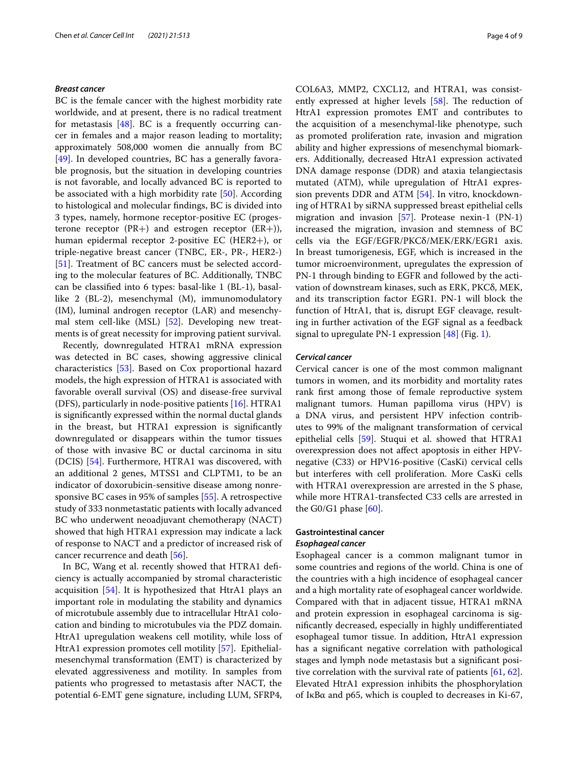### *Breast cancer*

BC is the female cancer with the highest morbidity rate worldwide, and at present, there is no radical treatment for metastasis [48]. BC is a frequently occurring cancer in females and a major reason leading to mortality; approximately 508,000 women die annually from BC [49]. In developed countries, BC has a generally favorable prognosis, but the situation in developing countries is not favorable, and locally advanced BC is reported to be associated with a high morbidity rate [50]. According to histological and molecular findings, BC is divided into 3 types, namely, hormone receptor-positive EC (progesterone receptor (PR+) and estrogen receptor (ER+)), human epidermal receptor 2-positive EC (HER2+), or triple-negative breast cancer (TNBC, ER-, PR-, HER2-) [51]. Treatment of BC cancers must be selected according to the molecular features of BC. Additionally, TNBC can be classified into 6 types: basal-like 1 (BL-1), basal-like 2 (BL-2), mesenchymal (M), immunomodulatory (IM), luminal androgen receptor (LAR) and mesenchymal stem cell-like (MSL) [52]. Developing new treatments is of great necessity for improving patient survival.

Recently, downregulated HTRA1 mRNA expression was detected in BC cases, showing aggressive clinical characteristics [53]. Based on Cox proportional hazard models, the high expression of HTRA1 is associated with favorable overall survival (OS) and disease-free survival (DFS), particularly in node-positive patients [16]. HTRA1 is significantly expressed within the normal ductal glands in the breast, but HTRA1 expression is significantly downregulated or disappears within the tumor tissues of those with invasive BC or ductal carcinoma in situ (DCIS) [54]. Furthermore, HTRA1 was discovered, with an additional 2 genes, MTSS1 and CLPTM1, to be an indicator of doxorubicin-sensitive disease among nonresponsive BC cases in 95% of samples [55]. A retrospective study of 333 nonmetastatic patients with locally advanced BC who underwent neoadjuvant chemotherapy (NACT) showed that high HTRA1 expression may indicate a lack of response to NACT and a predictor of increased risk of cancer recurrence and death [56].

In BC, Wang et al. recently showed that HTRA1 deficiency is actually accompanied by stromal characteristic acquisition [54]. It is hypothesized that HtrA1 plays an important role in modulating the stability and dynamics of microtubule assembly due to intracellular HtrA1 colocation and binding to microtubules via the PDZ domain. HtrA1 upregulation weakens cell motility, while loss of HtrA1 expression promotes cell motility [57]. Epithelial-mesenchymal transformation (EMT) is characterized by elevated aggressiveness and motility. In samples from patients who progressed to metastasis after NACT, the potential 6-EMT gene signature, including LUM, SFRP4, COL6A3, MMP2, CXCL12, and HTRA1, was consistently expressed at higher levels [58]. The reduction of HtrA1 expression promotes EMT and contributes to the acquisition of a mesenchymal-like phenotype, such as promoted proliferation rate, invasion and migration ability and higher expressions of mesenchymal biomarkers. Additionally, decreased HtrA1 expression activated DNA damage response (DDR) and ataxia telangiectasis mutated (ATM), while upregulation of HtrA1 expression prevents DDR and ATM [54]. In vitro, knockdowning of HTRA1 by siRNA suppressed breast epithelial cells migration and invasion [57]. Protease nexin-1 (PN-1) increased the migration, invasion and stemness of BC cells via the EGF/EGFR/PKCδ/MEK/ERK/EGR1 axis. In breast tumorigenesis, EGF, which is increased in the tumor microenvironment, upregulates the expression of PN-1 through binding to EGFR and followed by the activation of downstream kinases, such as ERK, PKCδ, MEK, and its transcription factor EGR1. PN-1 will block the function of HtrA1, that is, disrupt EGF cleavage, resulting in further activation of the EGF signal as a feedback signal to upregulate PN-1 expression [48] (Fig. 1).

### *Cervical cancer*

Cervical cancer is one of the most common malignant tumors in women, and its morbidity and mortality rates rank first among those of female reproductive system malignant tumors. Human papilloma virus (HPV) is a DNA virus, and persistent HPV infection contributes to 99% of the malignant transformation of cervical epithelial cells [59]. Stuqui et al. showed that HTRA1 overexpression does not affect apoptosis in either HPV-negative (C33) or HPV16-positive (CasKi) cervical cells but interferes with cell proliferation. More CasKi cells with HTRA1 overexpression are arrested in the S phase, while more HTRA1-transfected C33 cells are arrested in the G0/G1 phase [60].

## Gastrointestinal cancer

### *Esophageal cancer*

Esophageal cancer is a common malignant tumor in some countries and regions of the world. China is one of the countries with a high incidence of esophageal cancer and a high mortality rate of esophageal cancer worldwide. Compared with that in adjacent tissue, HTRA1 mRNA and protein expression in esophageal carcinoma is significantly decreased, especially in highly undifferentiated esophageal tumor tissue. In addition, HtrA1 expression has a significant negative correlation with pathological stages and lymph node metastasis but a significant positive correlation with the survival rate of patients [61, 62]. Elevated HtrA1 expression inhibits the phosphorylation of IκBα and p65, which is coupled to decreases in Ki-67,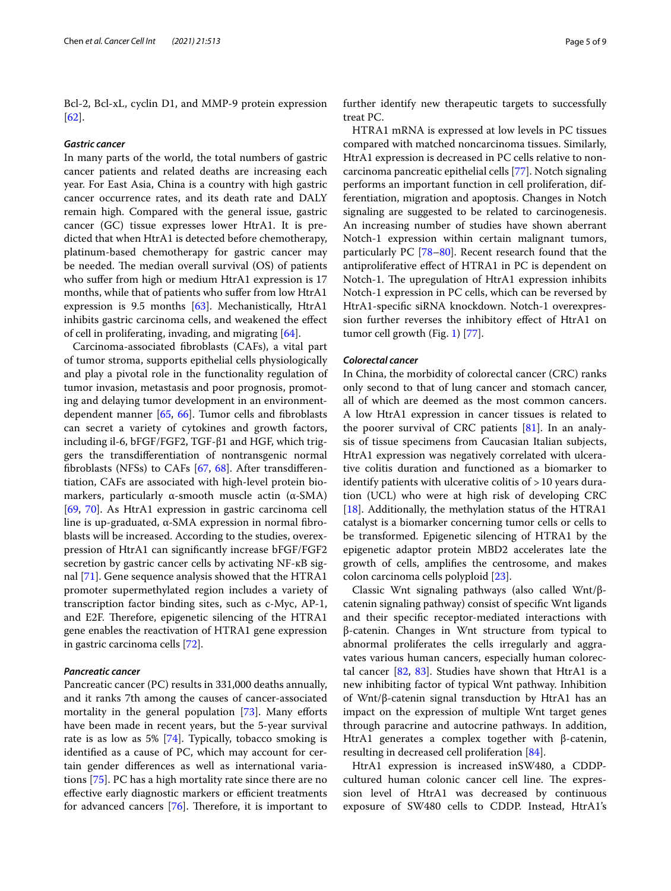Bcl-2, Bcl-xL, cyclin D1, and MMP-9 protein expression [62].

### *Gastric cancer*

In many parts of the world, the total numbers of gastric cancer patients and related deaths are increasing each year. For East Asia, China is a country with high gastric cancer occurrence rates, and its death rate and DALY remain high. Compared with the general issue, gastric cancer (GC) tissue expresses lower HtrA1. It is predicted that when HtrA1 is detected before chemotherapy, platinum-based chemotherapy for gastric cancer may be needed. The median overall survival (OS) of patients who suffer from high or medium HtrA1 expression is 17 months, while that of patients who suffer from low HtrA1 expression is 9.5 months [63]. Mechanistically, HtrA1 inhibits gastric carcinoma cells, and weakened the effect of cell in proliferating, invading, and migrating [64].

Carcinoma-associated fibroblasts (CAFs), a vital part of tumor stroma, supports epithelial cells physiologically and play a pivotal role in the functionality regulation of tumor invasion, metastasis and poor prognosis, promoting and delaying tumor development in an environment-dependent manner [65, 66]. Tumor cells and fibroblasts can secret a variety of cytokines and growth factors, including il-6, bFGF/FGF2, TGF-β1 and HGF, which triggers the transdifferentiation of nontransgenic normal fibroblasts (NFSs) to CAFs [67, 68]. After transdifferentiation, CAFs are associated with high-level protein biomarkers, particularly α-smooth muscle actin (α-SMA) [69, 70]. As HtrA1 expression in gastric carcinoma cell line is up-graduated, α-SMA expression in normal fibroblasts will be increased. According to the studies, overexpression of HtrA1 can significantly increase bFGF/FGF2 secretion by gastric cancer cells by activating NF-κB signal [71]. Gene sequence analysis showed that the HTRA1 promoter supermethylated region includes a variety of transcription factor binding sites, such as c-Myc, AP-1, and E2F. Therefore, epigenetic silencing of the HTRA1 gene enables the reactivation of HTRA1 gene expression in gastric carcinoma cells [72].

### *Pancreatic cancer*

Pancreatic cancer (PC) results in 331,000 deaths annually, and it ranks 7th among the causes of cancer-associated mortality in the general population [73]. Many efforts have been made in recent years, but the 5-year survival rate is as low as 5% [74]. Typically, tobacco smoking is identified as a cause of PC, which may account for certain gender differences as well as international variations [75]. PC has a high mortality rate since there are no effective early diagnostic markers or efficient treatments for advanced cancers [76]. Therefore, it is important to further identify new therapeutic targets to successfully treat PC.

HTRA1 mRNA is expressed at low levels in PC tissues compared with matched noncarcinoma tissues. Similarly, HtrA1 expression is decreased in PC cells relative to noncarcinoma pancreatic epithelial cells [77]. Notch signaling performs an important function in cell proliferation, differentiation, migration and apoptosis. Changes in Notch signaling are suggested to be related to carcinogenesis. An increasing number of studies have shown aberrant Notch-1 expression within certain malignant tumors, particularly PC [78–80]. Recent research found that the antiproliferative effect of HTRA1 in PC is dependent on Notch-1. The upregulation of HtrA1 expression inhibits Notch-1 expression in PC cells, which can be reversed by HtrA1-specific siRNA knockdown. Notch-1 overexpression further reverses the inhibitory effect of HtrA1 on tumor cell growth (Fig. 1) [77].

### *Colorectal cancer*

In China, the morbidity of colorectal cancer (CRC) ranks only second to that of lung cancer and stomach cancer, all of which are deemed as the most common cancers. A low HtrA1 expression in cancer tissues is related to the poorer survival of CRC patients [81]. In an analysis of tissue specimens from Caucasian Italian subjects, HtrA1 expression was negatively correlated with ulcerative colitis duration and functioned as a biomarker to identify patients with ulcerative colitis of > 10 years duration (UCL) who were at high risk of developing CRC [18]. Additionally, the methylation status of the HTRA1 catalyst is a biomarker concerning tumor cells or cells to be transformed. Epigenetic silencing of HTRA1 by the epigenetic adaptor protein MBD2 accelerates late the growth of cells, amplifies the centrosome, and makes colon carcinoma cells polyploid [23].

Classic Wnt signaling pathways (also called Wnt/β-catenin signaling pathway) consist of specific Wnt ligands and their specific receptor-mediated interactions with β-catenin. Changes in Wnt structure from typical to abnormal proliferates the cells irregularly and aggravates various human cancers, especially human colorectal cancer [82, 83]. Studies have shown that HtrA1 is a new inhibiting factor of typical Wnt pathway. Inhibition of Wnt/β-catenin signal transduction by HtrA1 has an impact on the expression of multiple Wnt target genes through paracrine and autocrine pathways. In addition, HtrA1 generates a complex together with β-catenin, resulting in decreased cell proliferation [84].

HtrA1 expression is increased inSW480, a CDDP-cultured human colonic cancer cell line. The expression level of HtrA1 was decreased by continuous exposure of SW480 cells to CDDP. Instead, HtrA1's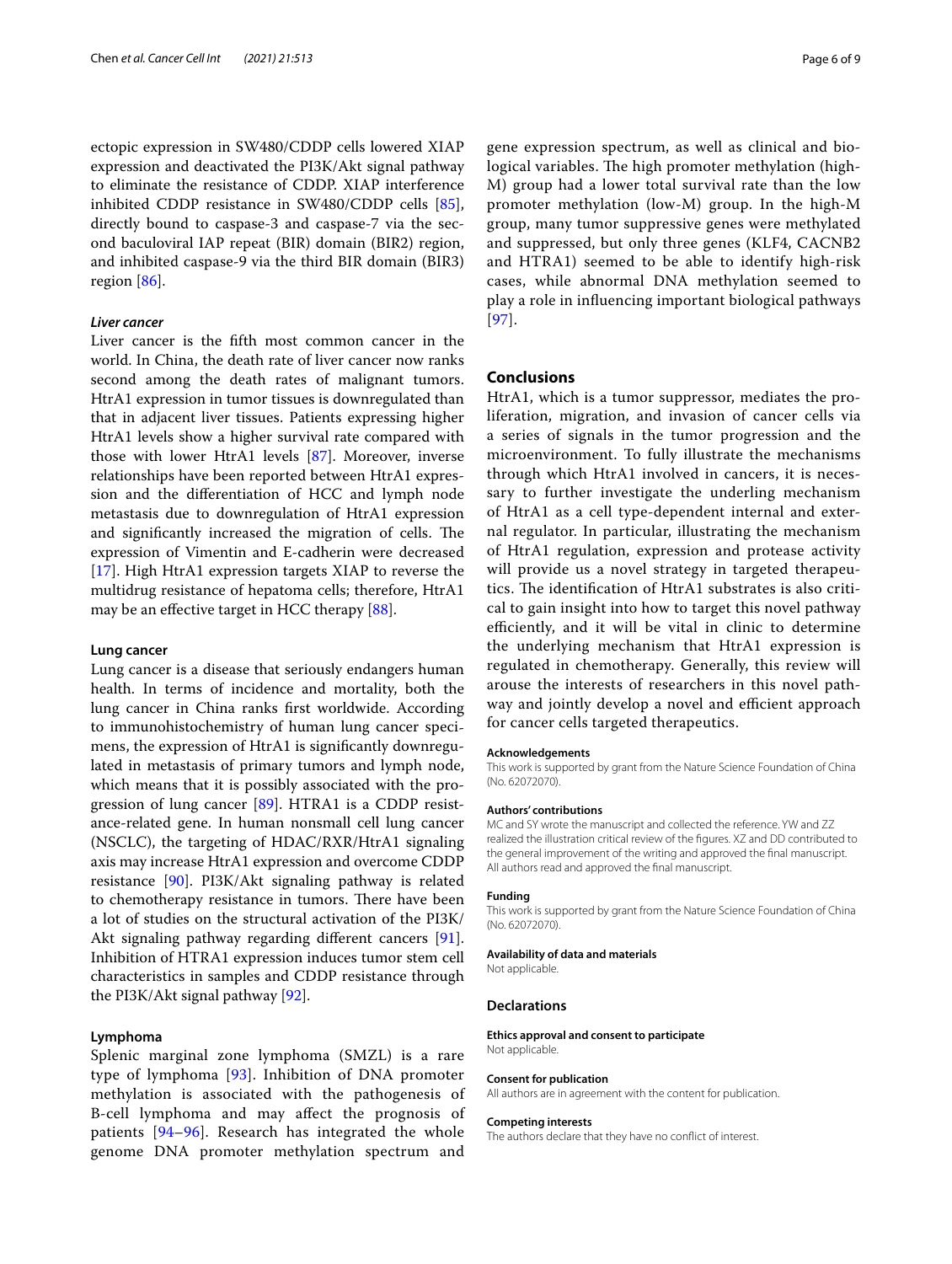ectopic expression in SW480/CDDP cells lowered XIAP expression and deactivated the PI3K/Akt signal pathway to eliminate the resistance of CDDP. XIAP interference inhibited CDDP resistance in SW480/CDDP cells [85], directly bound to caspase-3 and caspase-7 via the second baculoviral IAP repeat (BIR) domain (BIR2) region, and inhibited caspase-9 via the third BIR domain (BIR3) region [86].

#### *Liver cancer*

Liver cancer is the fifth most common cancer in the world. In China, the death rate of liver cancer now ranks second among the death rates of malignant tumors. HtrA1 expression in tumor tissues is downregulated than that in adjacent liver tissues. Patients expressing higher HtrA1 levels show a higher survival rate compared with those with lower HtrA1 levels [87]. Moreover, inverse relationships have been reported between HtrA1 expression and the differentiation of HCC and lymph node metastasis due to downregulation of HtrA1 expression and significantly increased the migration of cells. The expression of Vimentin and E-cadherin were decreased [17]. High HtrA1 expression targets XIAP to reverse the multidrug resistance of hepatoma cells; therefore, HtrA1 may be an effective target in HCC therapy [88].

#### Lung cancer

Lung cancer is a disease that seriously endangers human health. In terms of incidence and mortality, both the lung cancer in China ranks first worldwide. According to immunohistochemistry of human lung cancer specimens, the expression of HtrA1 is significantly downregulated in metastasis of primary tumors and lymph node, which means that it is possibly associated with the progression of lung cancer [89]. HTRA1 is a CDDP resistance-related gene. In human nonsmall cell lung cancer (NSCLC), the targeting of HDAC/RXR/HtrA1 signaling axis may increase HtrA1 expression and overcome CDDP resistance [90]. PI3K/Akt signaling pathway is related to chemotherapy resistance in tumors. There have been a lot of studies on the structural activation of the PI3K/Akt signaling pathway regarding different cancers [91]. Inhibition of HTRA1 expression induces tumor stem cell characteristics in samples and CDDP resistance through the PI3K/Akt signal pathway [92].

#### Lymphoma

Splenic marginal zone lymphoma (SMZL) is a rare type of lymphoma [93]. Inhibition of DNA promoter methylation is associated with the pathogenesis of B-cell lymphoma and may affect the prognosis of patients [94–96]. Research has integrated the whole genome DNA promoter methylation spectrum and gene expression spectrum, as well as clinical and biological variables. The high promoter methylation (high-M) group had a lower total survival rate than the low promoter methylation (low-M) group. In the high-M group, many tumor suppressive genes were methylated and suppressed, but only three genes (KLF4, CACNB2 and HTRA1) seemed to be able to identify high-risk cases, while abnormal DNA methylation seemed to play a role in influencing important biological pathways [97].

## Conclusions

HtrA1, which is a tumor suppressor, mediates the proliferation, migration, and invasion of cancer cells via a series of signals in the tumor progression and the microenvironment. To fully illustrate the mechanisms through which HtrA1 involved in cancers, it is necessary to further investigate the underling mechanism of HtrA1 as a cell type-dependent internal and external regulator. In particular, illustrating the mechanism of HtrA1 regulation, expression and protease activity will provide us a novel strategy in targeted therapeutics. The identification of HtrA1 substrates is also critical to gain insight into how to target this novel pathway efficiently, and it will be vital in clinic to determine the underlying mechanism that HtrA1 expression is regulated in chemotherapy. Generally, this review will arouse the interests of researchers in this novel pathway and jointly develop a novel and efficient approach for cancer cells targeted therapeutics.

#### Acknowledgements

This work is supported by grant from the Nature Science Foundation of China (No. 62072070).

#### Authors' contributions

MC and SY wrote the manuscript and collected the reference. YW and ZZ realized the illustration critical review of the figures. XZ and DD contributed to the general improvement of the writing and approved the final manuscript. All authors read and approved the final manuscript.

#### Funding

This work is supported by grant from the Nature Science Foundation of China (No. 62072070).

#### Availability of data and materials

Not applicable.

## Declarations

#### Ethics approval and consent to participate

Not applicable.

#### Consent for publication

All authors are in agreement with the content for publication.

#### Competing interests

The authors declare that they have no conflict of interest.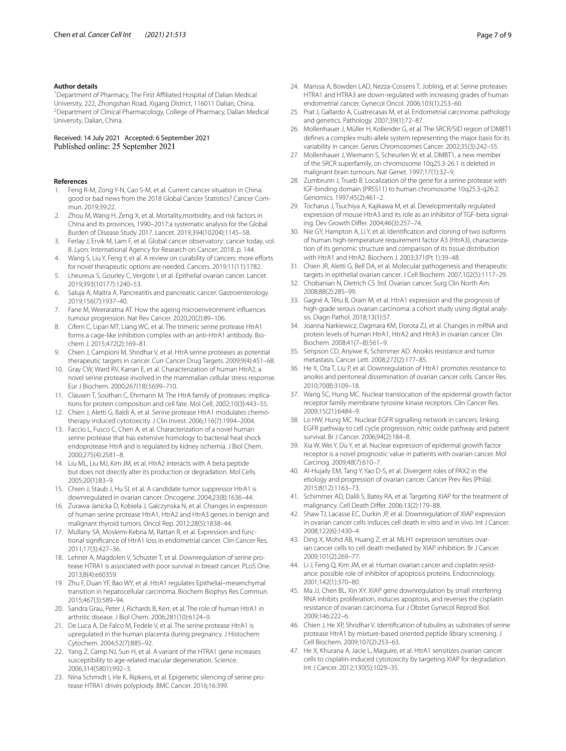### Author details

[1]Department of Pharmacy, The First Affiliated Hospital of Dalian Medical University, 222, Zhongshan Road, Xigang District, 116011 Dalian, China. [2]Department of Clinical Pharmacology, College of Pharmacy, Dalian Medical University, Dalian, China.

Received: 14 July 2021 Accepted: 6 September 2021
Published online: 25 September 2021

### References

1. Feng R-M, Zong Y-N, Cao S-M, et al. Current cancer situation in China: good or bad news from the 2018 Global Cancer Statistics? Cancer Commun. 2019;39:22.
2. Zhou M, Wang H, Zeng X, et al. Mortality,morbidity, and risk factors in China and its provinces, 1990–2017:a systematic analysis for the Global Burden of Disease Study 2017. Lancet. 2019;394(10204):1145–58.
3. Ferlay J, Ervik M, Lam F, et al. Global cancer observatory: cancer today, vol. 8. Lyon: International Agency for Research on Cancer; 2018. p. 144.
4. Wang S, Liu Y, Feng Y, et al. A review on curability of cancers: more efforts for novel therapeutic options are needed. Cancers. 2019;11(11):1782.
5. Lheureux S, Gourley C, Vergote I, et al. Epithelial ovarian cancer. Lancet. 2019;393(10177):1240–53.
6. Saluja A, Maitra A. Pancreatitis and pancreatic cancer. Gastroenterology. 2019;156(7):1937–40.
7. Fane M, Weeraratna AT. How the ageing microenvironment influences tumour progression. Nat Rev Cancer. 2020;20(2):89–106.
8. Ciferri C, Lipari MT, Liang WC, et al. The trimeric serine protease HtrA1 forms a cage-like inhibition complex with an anti-HtrA1 antibody. Biochem J. 2015;472(2):169–81.
9. Chien J, Campioni M, Shridhar V, et al. HtrA serine proteases as potential therapeutic targets in cancer. Curr Cancer Drug Targets. 2009;9(4):451–68.
10. Gray CW, Ward RV, Karran E, et al. Characterization of human HtrA2, a novel serine protease involved in the mammalian cellular stress response. Eur J Biochem. 2000;267(18):5699–710.
11. Clausen T, Southan C, Ehrmann M. The HtrA family of proteases: implications for protein composition and cell fate. Mol Cell. 2002;10(3):443–55.
12. Chien J, Aletti G, Baldi A, et al. Serine protease HtrA1 modulates chemotherapy-induced cytotoxicity. J Clin Invest. 2006;116(7):1994–2004.
13. Faccio L, Fusco C, Chen A, et al. Characterization of a novel human serine protease that has extensive homology to bacterial heat shock endoprotease HtrA and is regulated by kidney ischemia. J Biol Chem. 2000;275(4):2581–8.
14. Liu ML, Liu MJ, Kim JM, et al. HtrA2 interacts with A beta peptide but does not directly alter its production or degradation. Mol Cells. 2005;20(1):83–9.
15. Chien J, Staub J, Hu SI, et al. A candidate tumor suppressor HtrA1 is downregulated in ovarian cancer. Oncogene. 2004;23(8):1636–44.
16. Zurawa-Janicka D, Kobiela J, Galczynska N, et al. Changes in expression of human serine protease HtrA1, HtrA2 and HtrA3 genes in benign and malignant thyroid tumors. Oncol Rep. 2012;28(5):1838–44.
17. Mullany SA, Moslemi-Kebria M, Rattan R, et al. Expression and functional significance of HtrA1 loss in endometrial cancer. Clin Cancer Res. 2011;17(3):427–36.
18. Lehner A, Magdolen V, Schuster T, et al. Downregulation of serine protease HTRA1 is associated with poor survival in breast cancer. PLoS One. 2013;8(4):e60359.
19. Zhu F, Duan YF, Bao WY, et al. HtrA1 regulates Epithelial–mesenchymal transition in hepatocellular carcinoma. Biochem Biophys Res Commun. 2015;467(3):589–94.
20. Sandra Grau, Peter J, Richards B, Kerr, et al. The role of human HtrA1 in arthritic disease. J Biol Chem. 2006;281(10):6124–9.
21. De Luca A, De Falco M, Fedele V, et al. The serine protease HtrA1 is upregulated in the human placenta during pregnancy. J Histochem Cytochem. 2004;52(7):885–92.
22. Yang Z, Camp NJ, Sun H, et al. A variant of the HTRA1 gene increases susceptibility to age-related macular degeneration. Science. 2006;314(5801):992–3.
23. Nina Schmidt I, Irle K, Ripkens, et al. Epigenetic silencing of serine protease HTRA1 drives polyploidy. BMC Cancer. 2016;16:399.
24. Marissa A, Bowden LAD, Nezza-Cossens T, Jobling, et al. Serine proteases HTRA1 and HTRA3 are down-regulated with increasing grades of human endometrial cancer. Gynecol Oncol. 2006;103(1):253–60.
25. Prat J, Gallardo A, Cuatrecasas M, et al. Endometrial carcinoma: pathology and genetics. Pathology. 2007;39(1):72–87.
26. Mollenhauer J, Müller H, Kollender G, et al. The SRCR/SID region of DMBT1 defines a complex multi-allele system representing the major basis for its variability in cancer. Genes Chromosomes Cancer. 2002;35(3):242–55.
27. Mollenhauer J, Wiemann S, Scheurlen W, et al. DMBT1, a new member of the SRCR superfamily, on chromosome 10q25.3-26.1 is deleted in malignant brain tumours. Nat Genet. 1997;17(1):32–9.
28. Zumbrunn J, Trueb B. Localization of the gene for a serine protease with IGF-binding domain (PRSS11) to human chromosome 10q25.3-q26.2. Genomics. 1997;45(2):461–2.
29. Tocharus J, Tsuchiya A, Kajikawa M, et al. Developmentally regulated expression of mouse HtrA3 and its role as an inhibitor of TGF-beta signaling. Dev Growth Differ. 2004;46(3):257–74.
30. Nie GY, Hampton A, Li Y, et al. Identification and cloning of two isoforms of human high-temperature requirement factor A3 (HtrA3), characterization of its genomic structure and comparison of its tissue distribution with HtrA1 and HtrA2. Biochem J. 2003;371(Pt 1):39–48.
31. Chien JR, Aletti G, Bell DA, et al. Molecular pathogenesis and therapeutic targets in epithelial ovarian cancer. J Cell Biochem. 2007;102(5):1117–29.
32. Chobanian N, Dietrich CS 3rd. Ovarian cancer. Surg Clin North Am. 2008;88(2):285–99.
33. Gagné A, Têtu B, Orain M, et al. HtrA1 expression and the prognosis of high-grade serous ovarian carcinoma: a cohort study using digital analysis. Diagn Pathol. 2018;13(1):57.
34. Joanna Narkiewicz, Dagmara KM, Dorota ZJ, et al. Changes in mRNA and protein levels of human HtrA1, HtrA2 and HtrA3 in ovarian cancer. Clin Biochem. 2008;41(7–8):561–9.
35. Simpson CD, Anyiwe K, Schimmer AD. Anoikis resistance and tumor metastasis. Cancer Lett. 2008;272(2):177–85.
36. He X, Ota T, Liu P, et al. Downregulation of HtrA1 promotes resistance to anoikis and peritoneal dissemination of ovarian cancer cells. Cancer Res. 2010;70(8):3109–18.
37. Wang SC, Hung MC. Nuclear translocation of the epidermal growth factor receptor family membrane tyrosine kinase receptors. Clin Cancer Res. 2009;15(21):6484–9.
38. Lo HW, Hung MC. Nuclear EGFR signalling network in cancers: linking EGFR pathway to cell cycle progression, nitric oxide pathway and patient survival. Br J Cancer. 2006;94(2):184–8.
39. Xia W, Wei Y, Du Y, et al. Nuclear expression of epidermal growth factor receptor is a novel prognostic value in patients with ovarian cancer. Mol Carcinog. 2009;48(7):610–7.
40. Al-Hujaily EM, Tang Y, Yao D-S, et al. Divergent roles of PAX2 in the etiology and progression of ovarian cancer. Cancer Prev Res (Phila). 2015;8(12):1163–73.
41. Schimmer AD, Dalili S, Batey RA, et al. Targeting XIAP for the treatment of malignancy. Cell Death Differ. 2006;13(2):179–88.
42. Shaw TJ, Lacasse EC, Durkin JP, et al. Downregulation of XIAP expression in ovarian cancer cells induces cell death in vitro and in vivo. Int J Cancer. 2008;122(6):1430–4.
43. Ding X, Mohd AB, Huang Z, et al. MLH1 expression sensitises ovarian cancer cells to cell death mediated by XIAP inhibition. Br J Cancer. 2009;101(2):269–77.
44. Li J, Feng Q, Kim JM, et al. Human ovarian cancer and cisplatin resistance: possible role of inhibitor of apoptosis proteins. Endocrinology. 2001;142(1):370–80.
45. Ma JJ, Chen BL, Xin XY. XIAP gene downregulation by small interfering RNA inhibits proliferation, induces apoptosis, and reverses the cisplatin resistance of ovarian carcinoma. Eur J Obstet Gynecol Reprod Biol. 2009;146:222–6.
46. Chien J, He XP, Shridhar V. Identification of tubulins as substrates of serine protease HtrA1 by mixture-based oriented peptide library screening. J Cell Biochem. 2009;107(2):253–63.
47. He X, Khurana A, Jacie L, Maguire, et al. HtrA1 sensitizes ovarian cancer cells to cisplatin-induced cytotoxicity by targeting XIAP for degradation. Int J Cancer. 2012;130(5):1029–35.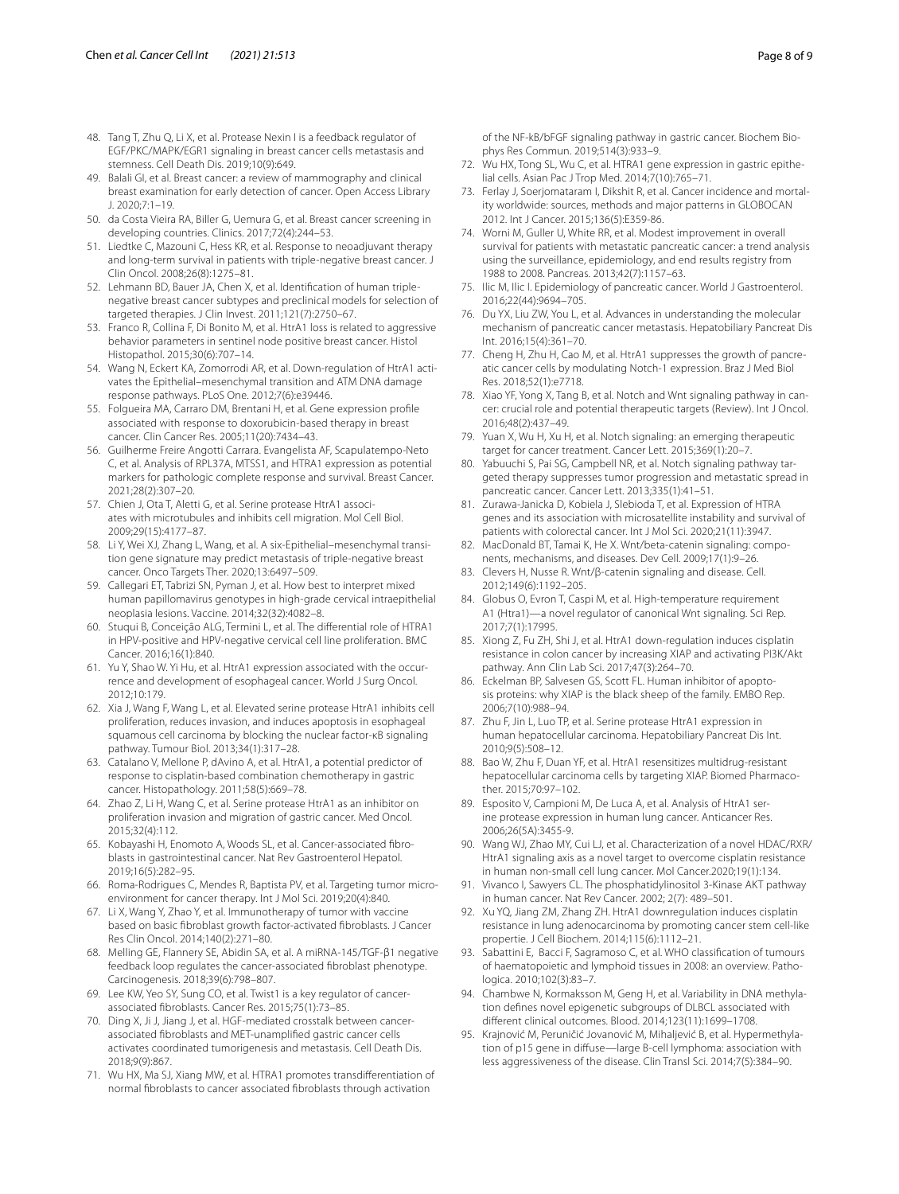48. Tang T, Zhu Q, Li X, et al. Protease Nexin I is a feedback regulator of EGF/PKC/MAPK/EGR1 signaling in breast cancer cells metastasis and stemness. Cell Death Dis. 2019;10(9):649.
49. Balali GI, et al. Breast cancer: a review of mammography and clinical breast examination for early detection of cancer. Open Access Library J. 2020;7:1–19.
50. da Costa Vieira RA, Biller G, Uemura G, et al. Breast cancer screening in developing countries. Clinics. 2017;72(4):244–53.
51. Liedtke C, Mazouni C, Hess KR, et al. Response to neoadjuvant therapy and long-term survival in patients with triple-negative breast cancer. J Clin Oncol. 2008;26(8):1275–81.
52. Lehmann BD, Bauer JA, Chen X, et al. Identification of human triple-negative breast cancer subtypes and preclinical models for selection of targeted therapies. J Clin Invest. 2011;121(7):2750–67.
53. Franco R, Collina F, Di Bonito M, et al. HtrA1 loss is related to aggressive behavior parameters in sentinel node positive breast cancer. Histol Histopathol. 2015;30(6):707–14.
54. Wang N, Eckert KA, Zomorrodi AR, et al. Down-regulation of HtrA1 activates the Epithelial–mesenchymal transition and ATM DNA damage response pathways. PLoS One. 2012;7(6):e39446.
55. Folgueira MA, Carraro DM, Brentani H, et al. Gene expression profile associated with response to doxorubicin-based therapy in breast cancer. Clin Cancer Res. 2005;11(20):7434–43.
56. Guilherme Freire Angotti Carrara. Evangelista AF, Scapulatempo-Neto C, et al. Analysis of RPL37A, MTSS1, and HTRA1 expression as potential markers for pathologic complete response and survival. Breast Cancer. 2021;28(2):307–20.
57. Chien J, Ota T, Aletti G, et al. Serine protease HtrA1 associates with microtubules and inhibits cell migration. Mol Cell Biol. 2009;29(15):4177–87.
58. Li Y, Wei XJ, Zhang L, Wang, et al. A six-Epithelial–mesenchymal transition gene signature may predict metastasis of triple-negative breast cancer. Onco Targets Ther. 2020;13:6497–509.
59. Callegari ET, Tabrizi SN, Pyman J, et al. How best to interpret mixed human papillomavirus genotypes in high-grade cervical intraepithelial neoplasia lesions. Vaccine. 2014;32(32):4082–8.
60. Stuqui B, Conceição ALG, Termini L, et al. The differential role of HTRA1 in HPV-positive and HPV-negative cervical cell line proliferation. BMC Cancer. 2016;16(1):840.
61. Yu Y, Shao W. Yi Hu, et al. HtrA1 expression associated with the occurrence and development of esophageal cancer. World J Surg Oncol. 2012;10:179.
62. Xia J, Wang F, Wang L, et al. Elevated serine protease HtrA1 inhibits cell proliferation, reduces invasion, and induces apoptosis in esophageal squamous cell carcinoma by blocking the nuclear factor-κB signaling pathway. Tumour Biol. 2013;34(1):317–28.
63. Catalano V, Mellone P, dAvino A, et al. HtrA1, a potential predictor of response to cisplatin-based combination chemotherapy in gastric cancer. Histopathology. 2011;58(5):669–78.
64. Zhao Z, Li H, Wang C, et al. Serine protease HtrA1 as an inhibitor on proliferation invasion and migration of gastric cancer. Med Oncol. 2015;32(4):112.
65. Kobayashi H, Enomoto A, Woods SL, et al. Cancer-associated fibroblasts in gastrointestinal cancer. Nat Rev Gastroenterol Hepatol. 2019;16(5):282–95.
66. Roma-Rodrigues C, Mendes R, Baptista PV, et al. Targeting tumor microenvironment for cancer therapy. Int J Mol Sci. 2019;20(4):840.
67. Li X, Wang Y, Zhao Y, et al. Immunotherapy of tumor with vaccine based on basic fibroblast growth factor-activated fibroblasts. J Cancer Res Clin Oncol. 2014;140(2):271–80.
68. Melling GE, Flannery SE, Abidin SA, et al. A miRNA-145/TGF-β1 negative feedback loop regulates the cancer-associated fibroblast phenotype. Carcinogenesis. 2018;39(6):798–807.
69. Lee KW, Yeo SY, Sung CO, et al. Twist1 is a key regulator of cancer-associated fibroblasts. Cancer Res. 2015;75(1):73–85.
70. Ding X, Ji J, Jiang J, et al. HGF-mediated crosstalk between cancer-associated fibroblasts and MET-unamplified gastric cancer cells activates coordinated tumorigenesis and metastasis. Cell Death Dis. 2018;9(9):867.
71. Wu HX, Ma SJ, Xiang MW, et al. HTRA1 promotes transdifferentiation of normal fibroblasts to cancer associated fibroblasts through activation of the NF-kB/bFGF signaling pathway in gastric cancer. Biochem Biophys Res Commun. 2019;514(3):933–9.
72. Wu HX, Tong SL, Wu C, et al. HTRA1 gene expression in gastric epithelial cells. Asian Pac J Trop Med. 2014;7(10):765–71.
73. Ferlay J, Soerjomataram I, Dikshit R, et al. Cancer incidence and mortality worldwide: sources, methods and major patterns in GLOBOCAN 2012. Int J Cancer. 2015;136(5):E359-86.
74. Worni M, Guller U, White RR, et al. Modest improvement in overall survival for patients with metastatic pancreatic cancer: a trend analysis using the surveillance, epidemiology, and end results registry from 1988 to 2008. Pancreas. 2013;42(7):1157–63.
75. Ilic M, Ilic I. Epidemiology of pancreatic cancer. World J Gastroenterol. 2016;22(44):9694–705.
76. Du YX, Liu ZW, You L, et al. Advances in understanding the molecular mechanism of pancreatic cancer metastasis. Hepatobiliary Pancreat Dis Int. 2016;15(4):361–70.
77. Cheng H, Zhu H, Cao M, et al. HtrA1 suppresses the growth of pancreatic cancer cells by modulating Notch-1 expression. Braz J Med Biol Res. 2018;52(1):e7718.
78. Xiao YF, Yong X, Tang B, et al. Notch and Wnt signaling pathway in cancer: crucial role and potential therapeutic targets (Review). Int J Oncol. 2016;48(2):437–49.
79. Yuan X, Wu H, Xu H, et al. Notch signaling: an emerging therapeutic target for cancer treatment. Cancer Lett. 2015;369(1):20–7.
80. Yabuuchi S, Pai SG, Campbell NR, et al. Notch signaling pathway targeted therapy suppresses tumor progression and metastatic spread in pancreatic cancer. Cancer Lett. 2013;335(1):41–51.
81. Zurawa-Janicka D, Kobiela J, Slebioda T, et al. Expression of HTRA genes and its association with microsatellite instability and survival of patients with colorectal cancer. Int J Mol Sci. 2020;21(11):3947.
82. MacDonald BT, Tamai K, He X. Wnt/beta-catenin signaling: components, mechanisms, and diseases. Dev Cell. 2009;17(1):9–26.
83. Clevers H, Nusse R. Wnt/β-catenin signaling and disease. Cell. 2012;149(6):1192–205.
84. Globus O, Evron T, Caspi M, et al. High-temperature requirement A1 (Htra1)—a novel regulator of canonical Wnt signaling. Sci Rep. 2017;7(1):17995.
85. Xiong Z, Fu ZH, Shi J, et al. HtrA1 down-regulation induces cisplatin resistance in colon cancer by increasing XIAP and activating PI3K/Akt pathway. Ann Clin Lab Sci. 2017;47(3):264–70.
86. Eckelman BP, Salvesen GS, Scott FL. Human inhibitor of apoptosis proteins: why XIAP is the black sheep of the family. EMBO Rep. 2006;7(10):988–94.
87. Zhu F, Jin L, Luo TP, et al. Serine protease HtrA1 expression in human hepatocellular carcinoma. Hepatobiliary Pancreat Dis Int. 2010;9(5):508–12.
88. Bao W, Zhu F, Duan YF, et al. HtrA1 resensitizes multidrug-resistant hepatocellular carcinoma cells by targeting XIAP. Biomed Pharmacother. 2015;70:97–102.
89. Esposito V, Campioni M, De Luca A, et al. Analysis of HtrA1 serine protease expression in human lung cancer. Anticancer Res. 2006;26(5A):3455-9.
90. Wang WJ, Zhao MY, Cui LJ, et al. Characterization of a novel HDAC/RXR/HtrA1 signaling axis as a novel target to overcome cisplatin resistance in human non-small cell lung cancer. Mol Cancer.2020;19(1):134.
91. Vivanco I, Sawyers CL. The phosphatidylinositol 3-Kinase AKT pathway in human cancer. Nat Rev Cancer. 2002; 2(7): 489–501.
92. Xu YQ, Jiang ZM, Zhang ZH. HtrA1 downregulation induces cisplatin resistance in lung adenocarcinoma by promoting cancer stem cell-like propertie. J Cell Biochem. 2014;115(6):1112–21.
93. Sabattini E, Bacci F, Sagramoso C, et al. WHO classification of tumours of haematopoietic and lymphoid tissues in 2008: an overview. Pathologica. 2010;102(3):83–7.
94. Chambwe N, Kormaksson M, Geng H, et al. Variability in DNA methylation defines novel epigenetic subgroups of DLBCL associated with different clinical outcomes. Blood. 2014;123(11):1699–1708.
95. Krajnović M, Peruničić Jovanović M, Mihaljević B, et al. Hypermethylation of p15 gene in diffuse—large B-cell lymphoma: association with less aggressiveness of the disease. Clin Transl Sci. 2014;7(5):384–90.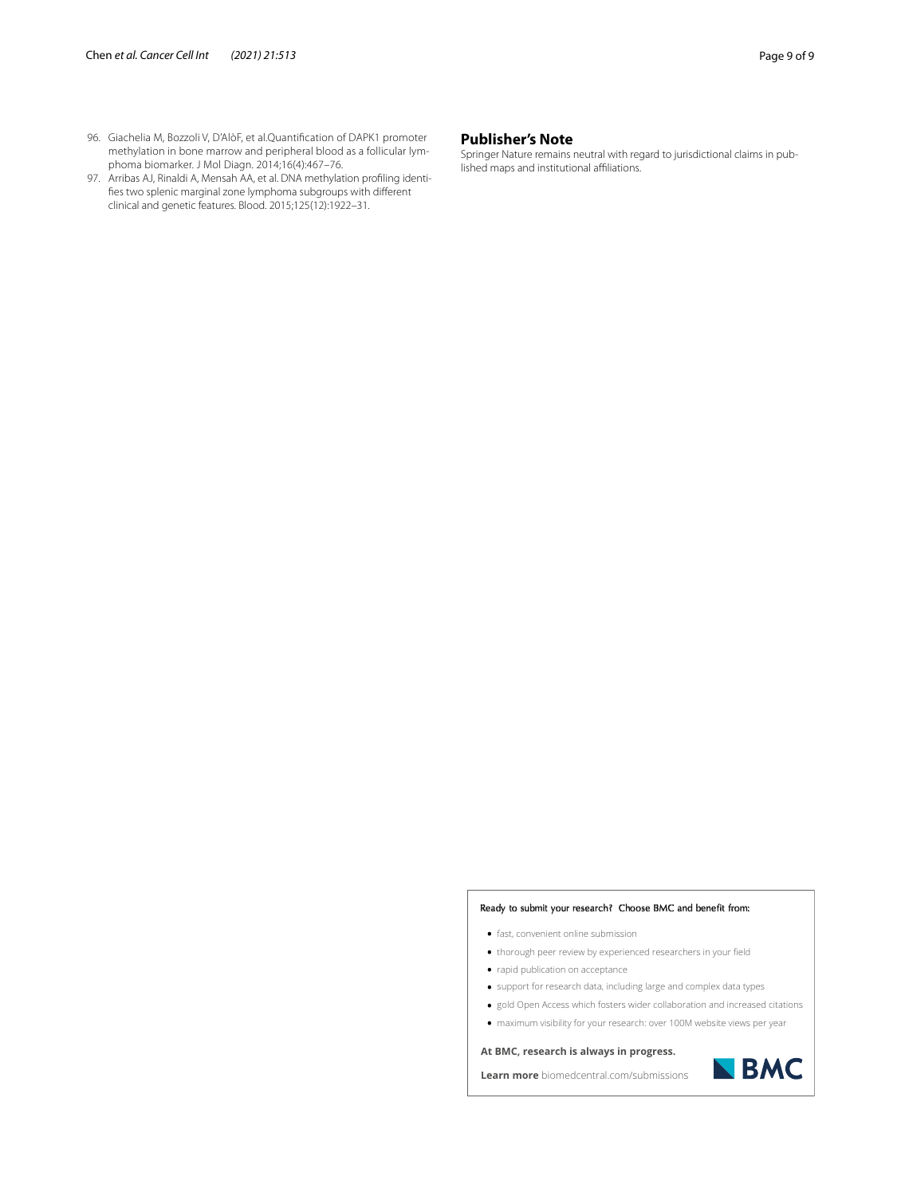96. Giachelia M, Bozzoli V, D'AlòF, et al.Quantification of DAPK1 promoter methylation in bone marrow and peripheral blood as a follicular lymphoma biomarker. J Mol Diagn. 2014;16(4):467–76.
97. Arribas AJ, Rinaldi A, Mensah AA, et al. DNA methylation profiling identifies two splenic marginal zone lymphoma subgroups with different clinical and genetic features. Blood. 2015;125(12):1922–31.

## Publisher's Note

Springer Nature remains neutral with regard to jurisdictional claims in published maps and institutional affiliations.

Ready to submit your research? Choose BMC and benefit from:

- fast, convenient online submission
- thorough peer review by experienced researchers in your field
- rapid publication on acceptance
- support for research data, including large and complex data types
- gold Open Access which fosters wider collaboration and increased citations
- maximum visibility for your research: over 100M website views per year

**At BMC, research is always in progress.**

**Learn more** biomedcentral.com/submissions

BMC